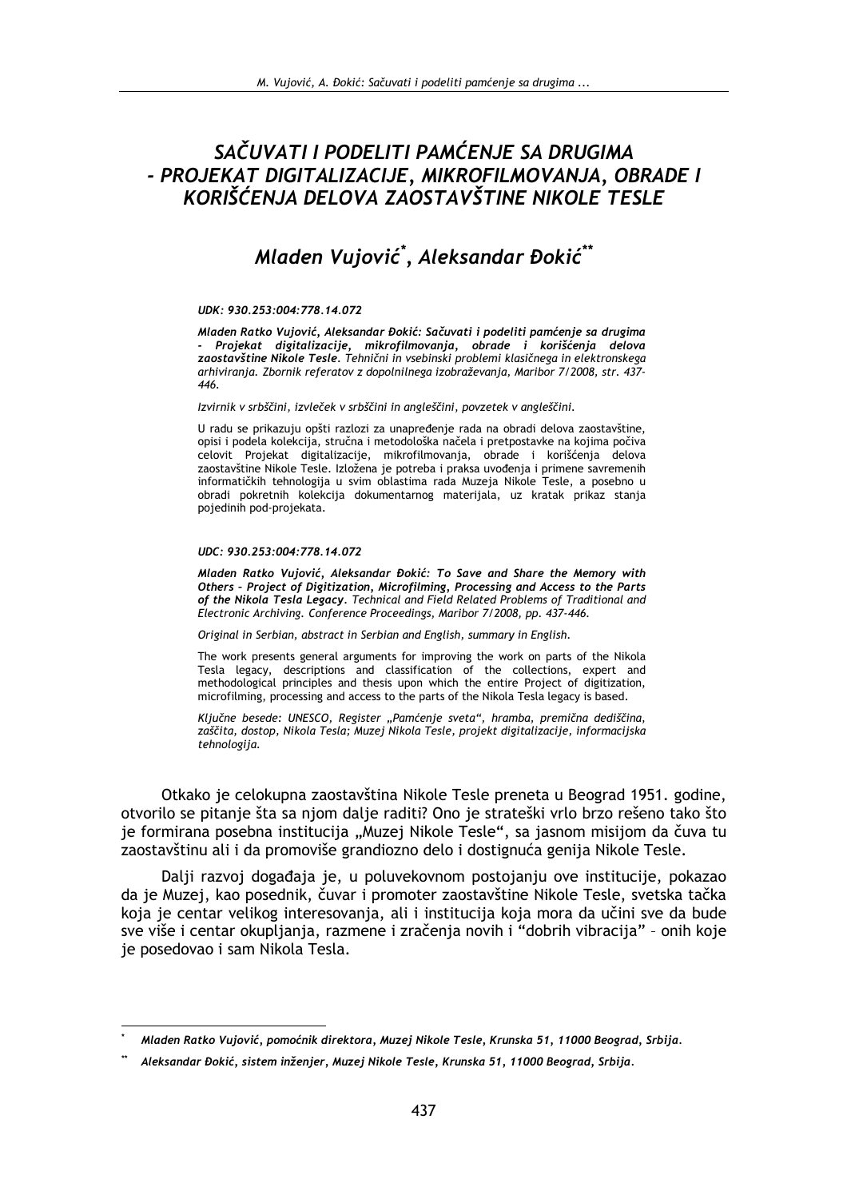# *SAČUVATI I PODELITI PAMĆENJE SA DRUGIMA - PROJEKAT DIGITALIZACIJE, MIKROFILMOVANJA, OBRADE I KORIŠĆENJA DELOVA ZAOSTAVŠTINE NIKOLE TESLE*

## *Mladen Vujović*[*]*, Aleksandar Đokić*[**]

*UDK: 930.253:004:778.14.072*

***Mladen Ratko Vujović, Aleksandar Đokić: Sačuvati i podeliti pamćenje sa drugima - Projekat digitalizacije, mikrofilmovanja, obrade i korišćenja delova zaostavštine Nikole Tesle.*** *Tehnični in vsebinski problemi klasičnega in elektronskega arhiviranja. Zbornik referatov z dopolnilnega izobraževanja, Maribor 7/2008, str. 437-446.*

*Izvirnik v srbščini, izvleček v srbščini in angleščini, povzetek v angleščini.*

U radu se prikazuju opšti razlozi za unapređenje rada na obradi delova zaostavštine, opisi i podela kolekcija, stručna i metodološka načela i pretpostavke na kojima počiva celovit Projekat digitalizacije, mikrofilmovanja, obrade i korišćenja delova zaostavštine Nikole Tesle. Izložena je potreba i praksa uvođenja i primene savremenih informatičkih tehnologija u svim oblastima rada Muzeja Nikole Tesle, a posebno u obradi pokretnih kolekcija dokumentarnog materijala, uz kratak prikaz stanja pojedinih pod-projekata.

*UDC: 930.253:004:778.14.072*

***Mladen Ratko Vujović, Aleksandar Đokić: To Save and Share the Memory with Others – Project of Digitization, Microfilming, Processing and Access to the Parts of the Nikola Tesla Legacy.*** *Technical and Field Related Problems of Traditional and Electronic Archiving. Conference Proceedings, Maribor 7/2008, pp. 437-446.*

*Original in Serbian, abstract in Serbian and English, summary in English.*

The work presents general arguments for improving the work on parts of the Nikola Tesla legacy, descriptions and classification of the collections, expert and methodological principles and thesis upon which the entire Project of digitization, microfilming, processing and access to the parts of the Nikola Tesla legacy is based.

*Ključne besede: UNESCO, Register „Pamćenje sveta", hramba, premična dediščina, zaščita, dostop, Nikola Tesla; Muzej Nikole Tesle, projekt digitalizacije, informacijska tehnologija.*

Otkako je celokupna zaostavština Nikole Tesle preneta u Beograd 1951. godine, otvorilo se pitanje šta sa njom dalje raditi? Ono je strateški vrlo brzo rešeno tako što je formirana posebna institucija „Muzej Nikole Tesle", sa jasnom misijom da čuva tu zaostavštinu ali i da promoviše grandiozno delo i dostignuća genija Nikole Tesle.

Dalji razvoj događaja je, u poluvekovnom postojanju ove institucije, pokazao da je Muzej, kao posednik, čuvar i promoter zaostavštine Nikole Tesle, svetska tačka koja je centar velikog interesovanja, ali i institucija koja mora da učini sve da bude sve više i centar okupljanja, razmene i zračenja novih i "dobrih vibracija" – onih koje je posedovao i sam Nikola Tesla.

---

[*] *Mladen Ratko Vujović, pomoćnik direktora, Muzej Nikole Tesle, Krunska 51, 11000 Beograd, Srbija.*

[**] *Aleksandar Đokić, sistem inženjer, Muzej Nikole Tesle, Krunska 51, 11000 Beograd, Srbija.*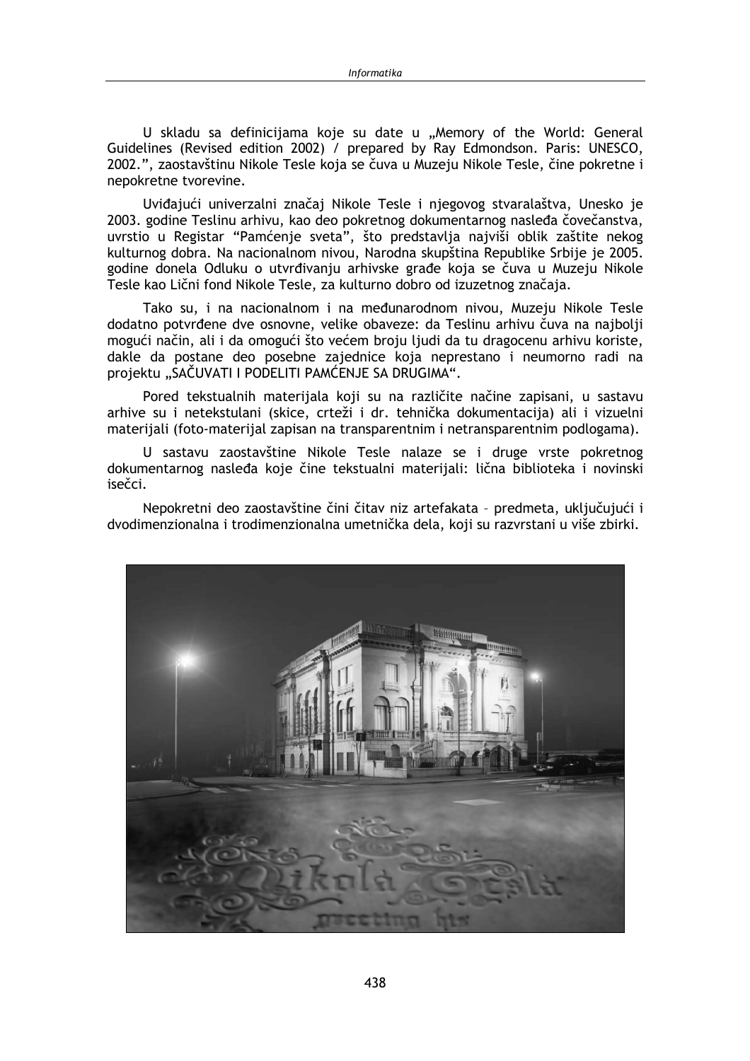U skladu sa definicijama koje su date u „Memory of the World: General Guidelines (Revised edition 2002) / prepared by Ray Edmondson. Paris: UNESCO, 2002.", zaostavštinu Nikole Tesle koja se čuva u Muzeju Nikole Tesle, čine pokretne i nepokretne tvorevine.

Uviđajući univerzalni značaj Nikole Tesle i njegovog stvaralaštva, Unesko je 2003. godine Teslinu arhivu, kao deo pokretnog dokumentarnog nasleđa čovečanstva, uvrstio u Registar "Pamćenje sveta", što predstavlja najviši oblik zaštite nekog kulturnog dobra. Na nacionalnom nivou, Narodna skupština Republike Srbije je 2005. godine donela Odluku o utvrđivanju arhivske građe koja se čuva u Muzeju Nikole Tesle kao Lični fond Nikole Tesle, za kulturno dobro od izuzetnog značaja.

Tako su, i na nacionalnom i na međunarodnom nivou, Muzeju Nikole Tesle dodatno potvrđene dve osnovne, velike obaveze: da Teslinu arhivu čuva na najbolji mogući način, ali i da omogući što većem broju ljudi da tu dragocenu arhivu koriste, dakle da postane deo posebne zajednice koja neprestano i neumorno radi na projektu „SAČUVATI I PODELITI PAMĆENJE SA DRUGIMA".

Pored tekstualnih materijala koji su na različite načine zapisani, u sastavu arhive su i netekstulani (skice, crteži i dr. tehnička dokumentacija) ali i vizuelni materijali (foto-materijal zapisan na transparentnim i netransparentnim podlogama).

U sastavu zaostavštine Nikole Tesle nalaze se i druge vrste pokretnog dokumentarnog nasleđa koje čine tekstualni materijali: lična biblioteka i novinski isečci.

Nepokretni deo zaostavštine čini čitav niz artefakata – predmeta, uključujući i dvodimenzionalna i trodimenzionalna umetnička dela, koji su razvrstani u više zbirki.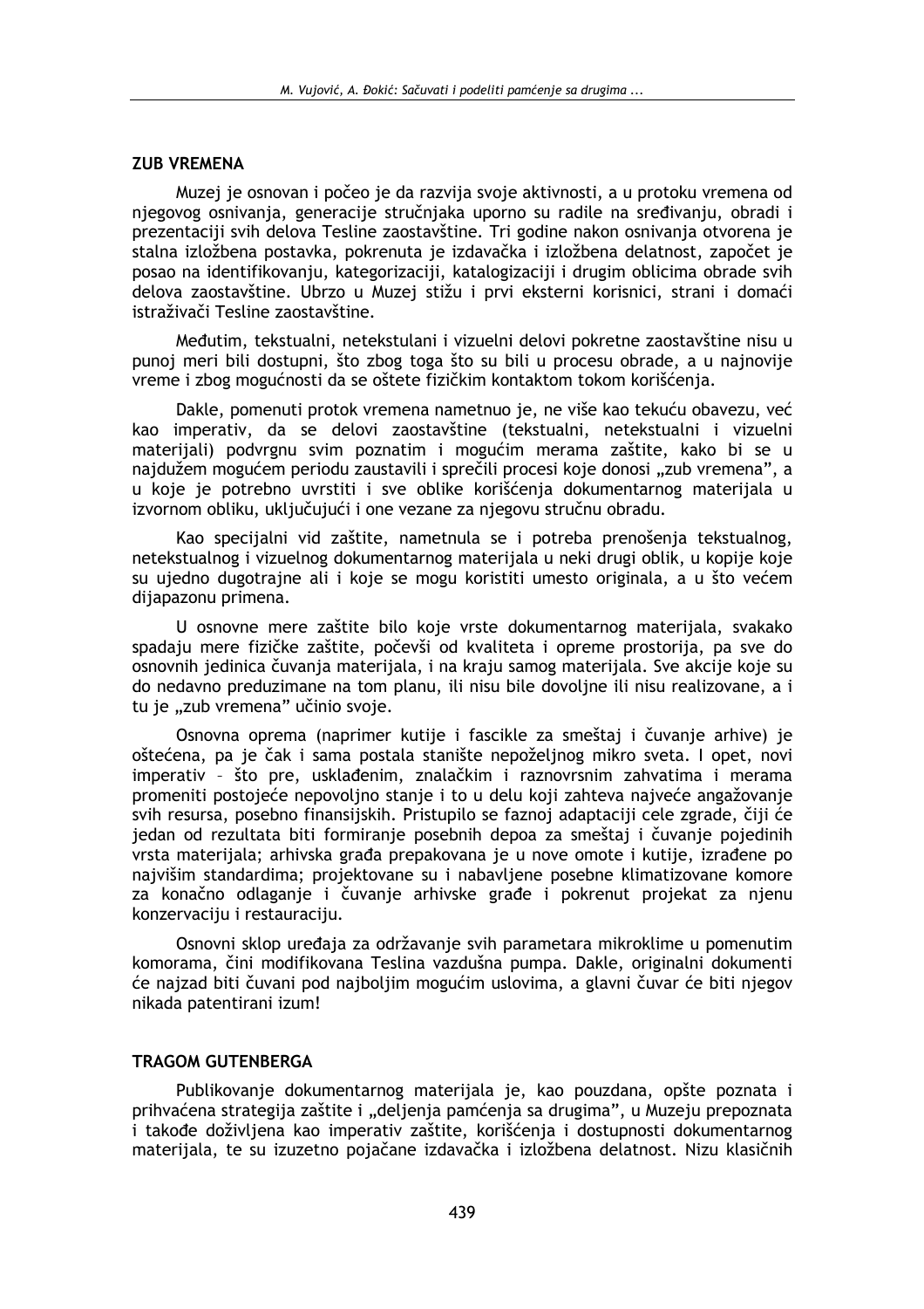## ZUB VREMENA

Muzej je osnovan i počeo je da razvija svoje aktivnosti, a u protoku vremena od njegovog osnivanja, generacije stručnjaka uporno su radile na sređivanju, obradi i prezentaciji svih delova Tesline zaostavštine. Tri godine nakon osnivanja otvorena je stalna izložbena postavka, pokrenuta je izdavačka i izložbena delatnost, započet je posao na identifikovanju, kategorizaciji, katalogizaciji i drugim oblicima obrade svih delova zaostavštine. Ubrzo u Muzej stižu i prvi eksterni korisnici, strani i domaći istraživači Tesline zaostavštine.

Međutim, tekstualni, netekstulani i vizuelni delovi pokretne zaostavštine nisu u punoj meri bili dostupni, što zbog toga što su bili u procesu obrade, a u najnovije vreme i zbog mogućnosti da se oštete fizičkim kontaktom tokom korišćenja.

Dakle, pomenuti protok vremena nametnuo je, ne više kao tekuću obavezu, već kao imperativ, da se delovi zaostavštine (tekstualni, netekstualni i vizuelni materijali) podvrgnu svim poznatim i mogućim merama zaštite, kako bi se u najdužem mogućem periodu zaustavili i sprečili procesi koje donosi „zub vremena", a u koje je potrebno uvrstiti i sve oblike korišćenja dokumentarnog materijala u izvornom obliku, uključujući i one vezane za njegovu stručnu obradu.

Kao specijalni vid zaštite, nametnula se i potreba prenošenja tekstualnog, netekstualnog i vizuelnog dokumentarnog materijala u neki drugi oblik, u kopije koje su ujedno dugotrajne ali i koje se mogu koristiti umesto originala, a u što većem dijapazonu primena.

U osnovne mere zaštite bilo koje vrste dokumentarnog materijala, svakako spadaju mere fizičke zaštite, počevši od kvaliteta i opreme prostorija, pa sve do osnovnih jedinica čuvanja materijala, i na kraju samog materijala. Sve akcije koje su do nedavno preduzimane na tom planu, ili nisu bile dovoljne ili nisu realizovane, a i tu je „zub vremena" učinio svoje.

Osnovna oprema (naprimer kutije i fascikle za smeštaj i čuvanje arhive) je oštećena, pa je čak i sama postala stanište nepoželjnog mikro sveta. I opet, novi imperativ – što pre, usklađenim, znalačkim i raznovrsnim zahvatima i merama promeniti postojeće nepovoljno stanje i to u delu koji zahteva najveće angažovanje svih resursa, posebno finansijskih. Pristupilo se faznoj adaptaciji cele zgrade, čiji će jedan od rezultata biti formiranje posebnih depoa za smeštaj i čuvanje pojedinih vrsta materijala; arhivska građa prepakovana je u nove omote i kutije, izrađene po najvišim standardima; projektovane su i nabavljene posebne klimatizovane komore za konačno odlaganje i čuvanje arhivske građe i pokrenut projekat za njenu konzervaciju i restauraciju.

Osnovni sklop uređaja za održavanje svih parametara mikroklime u pomenutim komorama, čini modifikovana Teslina vazdušna pumpa. Dakle, originalni dokumenti će najzad biti čuvani pod najboljim mogućim uslovima, a glavni čuvar će biti njegov nikada patentirani izum!

## TRAGOM GUTENBERGA

Publikovanje dokumentarnog materijala je, kao pouzdana, opšte poznata i prihvaćena strategija zaštite i „deljenja pamćenja sa drugima", u Muzeju prepoznata i takođe doživljena kao imperativ zaštite, korišćenja i dostupnosti dokumentarnog materijala, te su izuzetno pojačane izdavačka i izložbena delatnost. Nizu klasičnih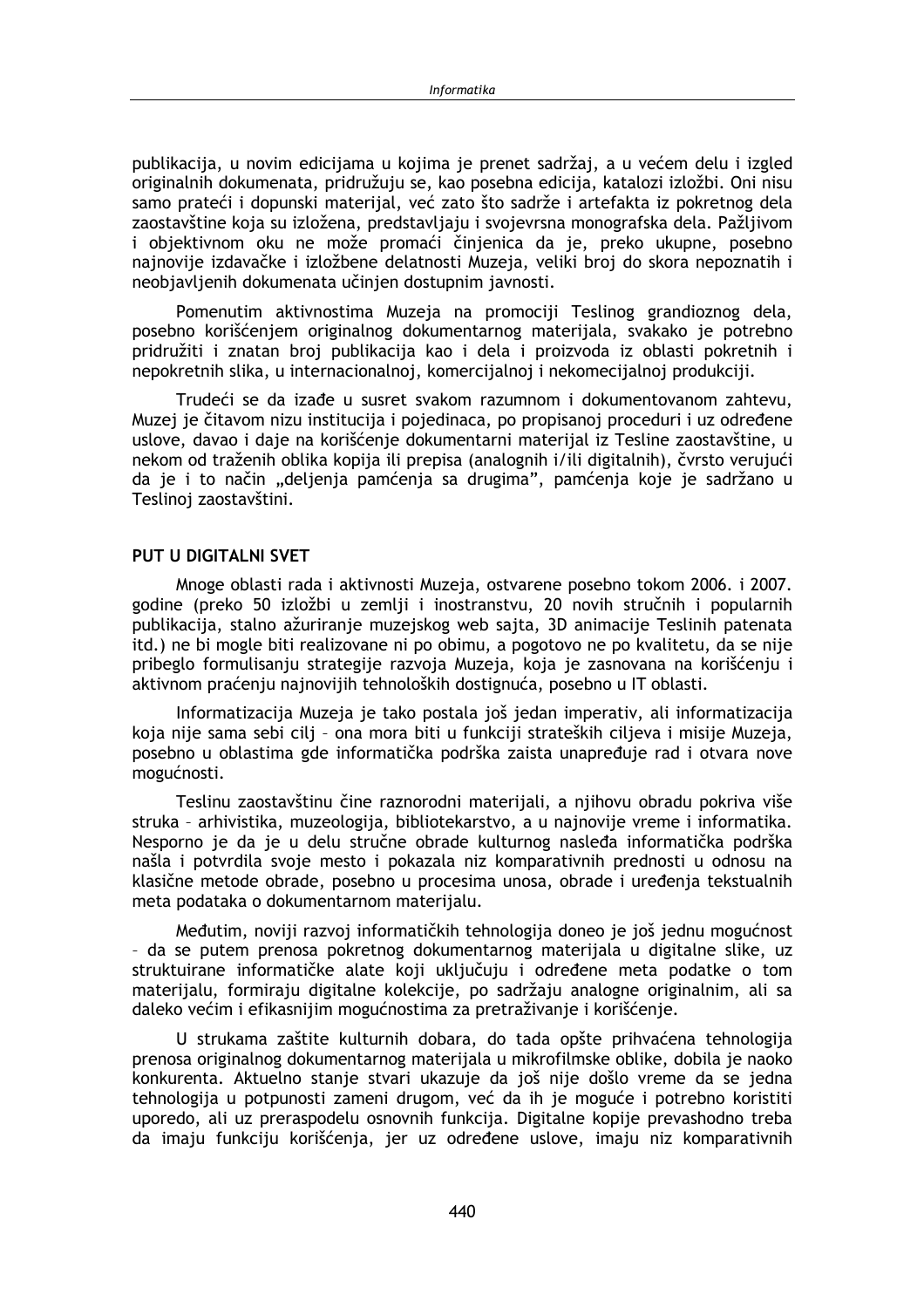publikacija, u novim edicijama u kojima je prenet sadržaj, a u većem delu i izgled originalnih dokumenata, pridružuju se, kao posebna edicija, katalozi izložbi. Oni nisu samo prateći i dopunski materijal, već zato što sadrže i artefakta iz pokretnog dela zaostavštine koja su izložena, predstavljaju i svojevrsna monografska dela. Pažljivom i objektivnom oku ne može promaći činjenica da je, preko ukupne, posebno najnovije izdavačke i izložbene delatnosti Muzeja, veliki broj do skora nepoznatih i neobjavljenih dokumenata učinjen dostupnim javnosti.

Pomenutim aktivnostima Muzeja na promociji Teslinog grandioznog dela, posebno korišćenjem originalnog dokumentarnog materijala, svakako je potrebno pridružiti i znatan broj publikacija kao i dela i proizvoda iz oblasti pokretnih i nepokretnih slika, u internacionalnoj, komercijalnoj i nekomecijalnoj produkciji.

Trudeći se da izađe u susret svakom razumnom i dokumentovanom zahtevu, Muzej je čitavom nizu institucija i pojedinaca, po propisanoj proceduri i uz određene uslove, davao i daje na korišćenje dokumentarni materijal iz Tesline zaostavštine, u nekom od traženih oblika kopija ili prepisa (analognih i/ili digitalnih), čvrsto verujući da je i to način „deljenja pamćenja sa drugima", pamćenja koje je sadržano u Teslinoj zaostavštini.

## PUT U DIGITALNI SVET

Mnoge oblasti rada i aktivnosti Muzeja, ostvarene posebno tokom 2006. i 2007. godine (preko 50 izložbi u zemlji i inostranstvu, 20 novih stručnih i popularnih publikacija, stalno ažuriranje muzejskog web sajta, 3D animacije Teslinih patenata itd.) ne bi mogle biti realizovane ni po obimu, a pogotovo ne po kvalitetu, da se nije pribeglo formulisanju strategije razvoja Muzeja, koja je zasnovana na korišćenju i aktivnom praćenju najnovijih tehnoloških dostignuća, posebno u IT oblasti.

Informatizacija Muzeja je tako postala još jedan imperativ, ali informatizacija koja nije sama sebi cilj – ona mora biti u funkciji strateških ciljeva i misije Muzeja, posebno u oblastima gde informatička podrška zaista unapređuje rad i otvara nove mogućnosti.

Teslinu zaostavštinu čine raznorodni materijali, a njihovu obradu pokriva više struka – arhivistika, muzeologija, bibliotekarstvo, a u najnovije vreme i informatika. Nesporno je da je u delu stručne obrade kulturnog nasleđa informatička podrška našla i potvrdila svoje mesto i pokazala niz komparativnih prednosti u odnosu na klasične metode obrade, posebno u procesima unosa, obrade i uređenja tekstualnih meta podataka o dokumentarnom materijalu.

Međutim, noviji razvoj informatičkih tehnologija doneo je još jednu mogućnost – da se putem prenosa pokretnog dokumentarnog materijala u digitalne slike, uz struktuirane informatičke alate koji uključuju i određene meta podatke o tom materijalu, formiraju digitalne kolekcije, po sadržaju analogne originalnim, ali sa daleko većim i efikasnijim mogućnostima za pretraživanje i korišćenje.

U strukama zaštite kulturnih dobara, do tada opšte prihvaćena tehnologija prenosa originalnog dokumentarnog materijala u mikrofilmske oblike, dobila je naoko konkurenta. Aktuelno stanje stvari ukazuje da još nije došlo vreme da se jedna tehnologija u potpunosti zameni drugom, već da ih je moguće i potrebno koristiti uporedo, ali uz preraspodelu osnovnih funkcija. Digitalne kopije prevashodno treba da imaju funkciju korišćenja, jer uz određene uslove, imaju niz komparativnih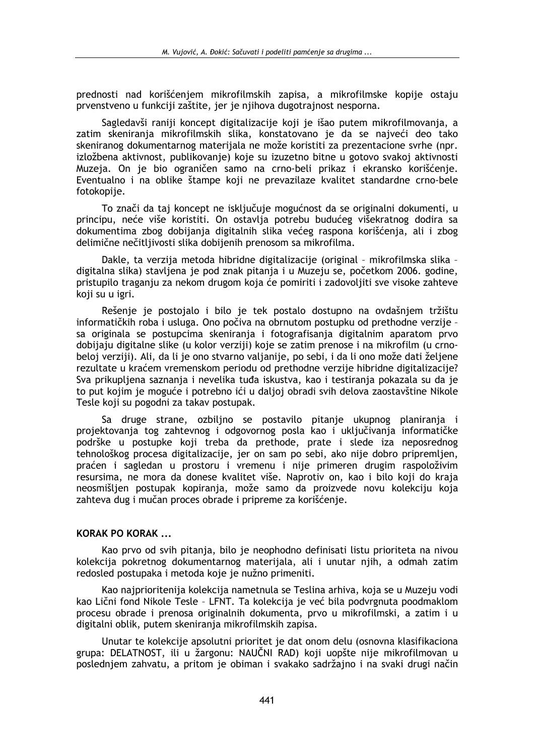prednosti nad korišćenjem mikrofilmskih zapisa, a mikrofilmske kopije ostaju prvenstveno u funkciji zaštite, jer je njihova dugotrajnost nesporna.

Sagledavši raniji koncept digitalizacije koji je išao putem mikrofilmovanja, a zatim skeniranja mikrofilmskih slika, konstatovano je da se najveći deo tako skeniranog dokumentarnog materijala ne može koristiti za prezentacione svrhe (npr. izložbena aktivnost, publikovanje) koje su izuzetno bitne u gotovo svakoj aktivnosti Muzeja. On je bio ograničen samo na crno-beli prikaz i ekransko korišćenje. Eventualno i na oblike štampe koji ne prevazilaze kvalitet standardne crno-bele fotokopije.

To znači da taj koncept ne isključuje mogućnost da se originalni dokumenti, u principu, neće više koristiti. On ostavlja potrebu budućeg višekratnog dodira sa dokumentima zbog dobijanja digitalnih slika većeg raspona korišćenja, ali i zbog delimične nečitljivosti slika dobijenih prenosom sa mikrofilma.

Dakle, ta verzija metoda hibridne digitalizacije (original – mikrofilmska slika – digitalna slika) stavljena je pod znak pitanja i u Muzeju se, početkom 2006. godine, pristupilo traganju za nekom drugom koja će pomiriti i zadovoljiti sve visoke zahteve koji su u igri.

Rešenje je postojalo i bilo je tek postalo dostupno na ovdašnjem tržištu informatičkih roba i usluga. Ono počiva na obrnutom postupku od prethodne verzije – sa originala se postupcima skeniranja i fotografisanja digitalnim aparatom prvo dobijaju digitalne slike (u kolor verziji) koje se zatim prenose i na mikrofilm (u crno-beloj verziji). Ali, da li je ono stvarno valjanije, po sebi, i da li ono može dati željene rezultate u kraćem vremenskom periodu od prethodne verzije hibridne digitalizacije? Sva prikupljena saznanja i nevelika tuđa iskustva, kao i testiranja pokazala su da je to put kojim je moguće i potrebno ići u daljoj obradi svih delova zaostavštine Nikole Tesle koji su pogodni za takav postupak.

Sa druge strane, ozbiljno se postavilo pitanje ukupnog planiranja i projektovanja tog zahtevnog i odgovornog posla kao i uključivanja informatičke podrške u postupke koji treba da prethode, prate i slede iza neposrednog tehnološkog procesa digitalizacije, jer on sam po sebi, ako nije dobro pripremljen, praćen i sagledan u prostoru i vremenu i nije primeren drugim raspoloživim resursima, ne mora da donese kvalitet više. Naprotiv on, kao i bilo koji do kraja neosmišljen postupak kopiranja, može samo da proizvede novu kolekciju koja zahteva dug i mučan proces obrade i pripreme za korišćenje.

## KORAK PO KORAK ...

Kao prvo od svih pitanja, bilo je neophodno definisati listu prioriteta na nivou kolekcija pokretnog dokumentarnog materijala, ali i unutar njih, a odmah zatim redosled postupaka i metoda koje je nužno primeniti.

Kao najprioritenija kolekcija nametnula se Teslina arhiva, koja se u Muzeju vodi kao Lični fond Nikole Tesle – LFNT. Ta kolekcija je već bila podvrgnuta poodmaklom procesu obrade i prenosa originalnih dokumenta, prvo u mikrofilmski, a zatim i u digitalni oblik, putem skeniranja mikrofilmskih zapisa.

Unutar te kolekcije apsolutni prioritet je dat onom delu (osnovna klasifikaciona grupa: DELATNOST, ili u žargonu: NAUČNI RAD) koji uopšte nije mikrofilmovan u poslednjem zahvatu, a pritom je obiman i svakako sadržajno i na svaki drugi način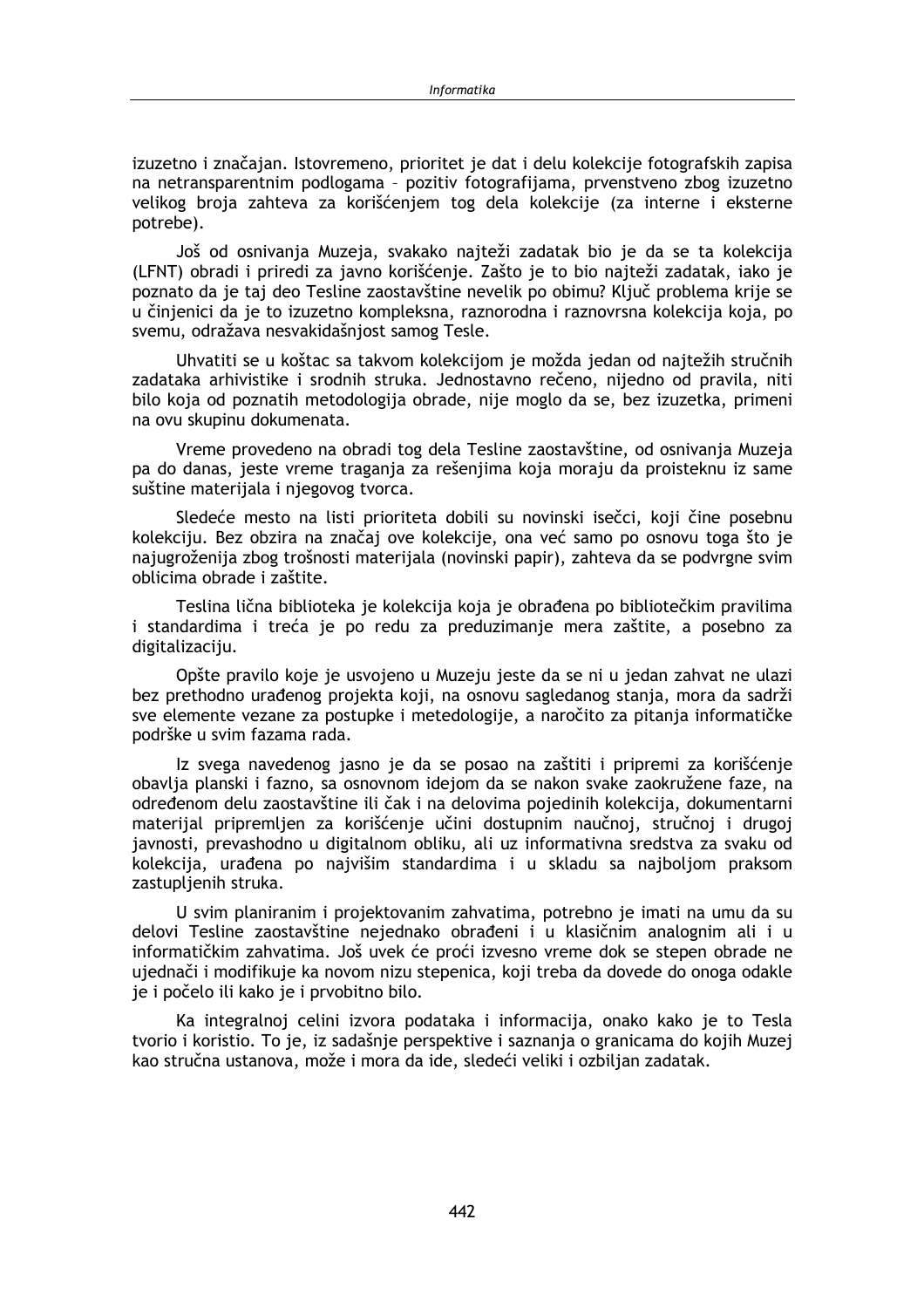izuzetno i značajan. Istovremeno, prioritet je dat i delu kolekcije fotografskih zapisa na netransparentnim podlogama – pozitiv fotografijama, prvenstveno zbog izuzetno velikog broja zahteva za korišćenjem tog dela kolekcije (za interne i eksterne potrebe).

Još od osnivanja Muzeja, svakako najteži zadatak bio je da se ta kolekcija (LFNT) obradi i priredi za javno korišćenje. Zašto je to bio najteži zadatak, iako je poznato da je taj deo Tesline zaostavštine nevelik po obimu? Ključ problema krije se u činjenici da je to izuzetno kompleksna, raznorodna i raznovrsna kolekcija koja, po svemu, odražava nesvakidašnjost samog Tesle.

Uhvatiti se u koštac sa takvom kolekcijom je možda jedan od najtežih stručnih zadataka arhivistike i srodnih struka. Jednostavno rečeno, nijedno od pravila, niti bilo koja od poznatih metodologija obrade, nije moglo da se, bez izuzetka, primeni na ovu skupinu dokumenata.

Vreme provedeno na obradi tog dela Tesline zaostavštine, od osnivanja Muzeja pa do danas, jeste vreme traganja za rešenjima koja moraju da proisteknu iz same suštine materijala i njegovog tvorca.

Sledeće mesto na listi prioriteta dobili su novinski isečci, koji čine posebnu kolekciju. Bez obzira na značaj ove kolekcije, ona već samo po osnovu toga što je najugroženija zbog trošnosti materijala (novinski papir), zahteva da se podvrgne svim oblicima obrade i zaštite.

Teslina lična biblioteka je kolekcija koja je obrađena po bibliotečkim pravilima i standardima i treća je po redu za preduzimanje mera zaštite, a posebno za digitalizaciju.

Opšte pravilo koje je usvojeno u Muzeju jeste da se ni u jedan zahvat ne ulazi bez prethodno urađenog projekta koji, na osnovu sagledanog stanja, mora da sadrži sve elemente vezane za postupke i metedologije, a naročito za pitanja informatičke podrške u svim fazama rada.

Iz svega navedenog jasno je da se posao na zaštiti i pripremi za korišćenje obavlja planski i fazno, sa osnovnom idejom da se nakon svake zaokružene faze, na određenom delu zaostavštine ili čak i na delovima pojedinih kolekcija, dokumentarni materijal pripremljen za korišćenje učini dostupnim naučnoj, stručnoj i drugoj javnosti, prevashodno u digitalnom obliku, ali uz informativna sredstva za svaku od kolekcija, urađena po najvišim standardima i u skladu sa najboljom praksom zastupljenih struka.

U svim planiranim i projektovanim zahvatima, potrebno je imati na umu da su delovi Tesline zaostavštine nejednako obrađeni i u klasičnim analognim ali i u informatičkim zahvatima. Još uvek će proći izvesno vreme dok se stepen obrade ne ujednači i modifikuje ka novom nizu stepenica, koji treba da dovede do onoga odakle je i počelo ili kako je i prvobitno bilo.

Ka integralnoj celini izvora podataka i informacija, onako kako je to Tesla tvorio i koristio. To je, iz sadašnje perspektive i saznanja o granicama do kojih Muzej kao stručna ustanova, može i mora da ide, sledeći veliki i ozbiljan zadatak.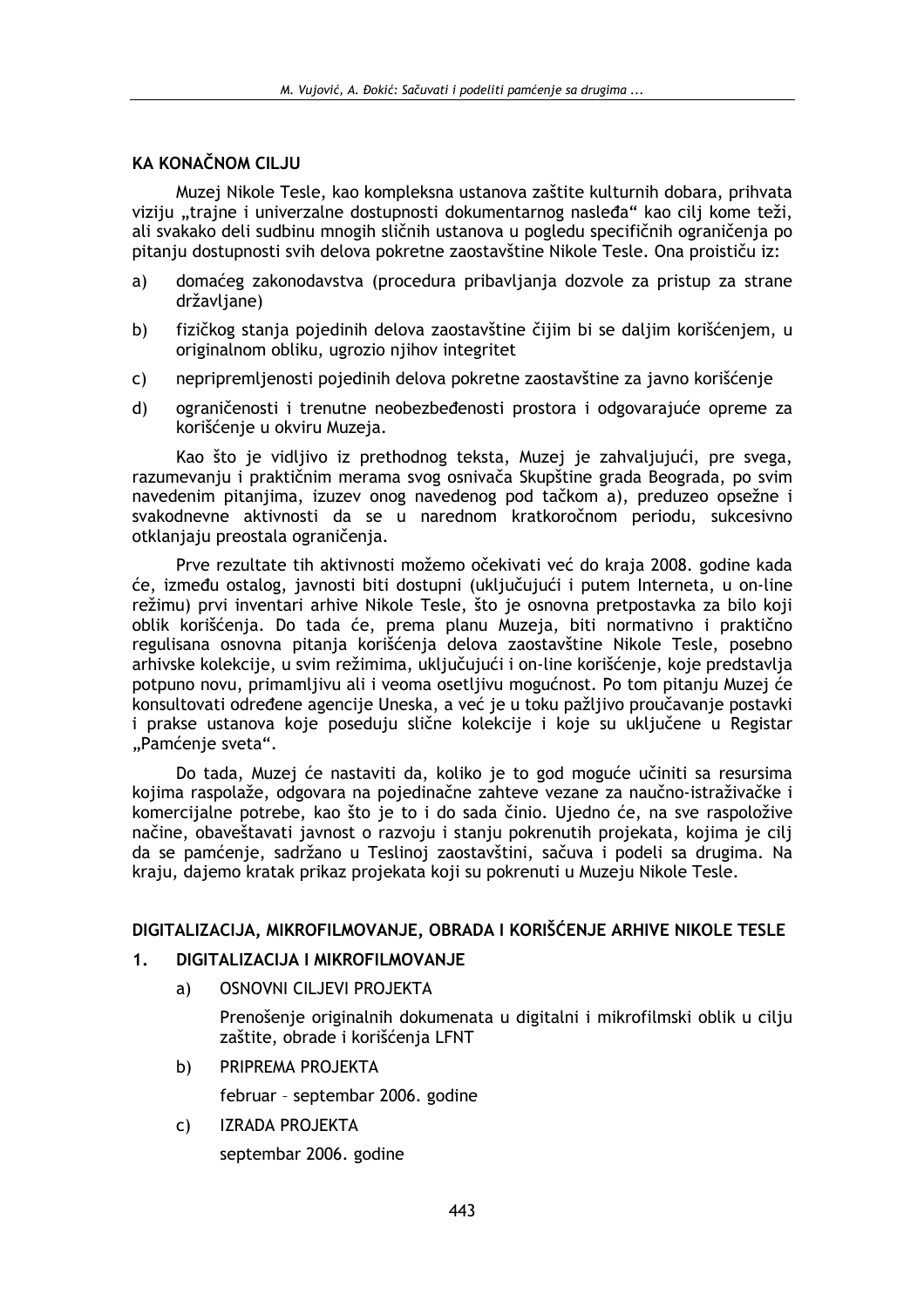## KA KONAČNOM CILJU

Muzej Nikole Tesle, kao kompleksna ustanova zaštite kulturnih dobara, prihvata viziju „trajne i univerzalne dostupnosti dokumentarnog nasleđa“ kao cilj kome teži, ali svakako deli sudbinu mnogih sličnih ustanova u pogledu specifičnih ograničenja po pitanju dostupnosti svih delova pokretne zaostavštine Nikole Tesle. Ona proističu iz:

a) domaćeg zakonodavstva (procedura pribavljanja dozvole za pristup za strane državljane)

b) fizičkog stanja pojedinih delova zaostavštine čijim bi se daljim korišćenjem, u originalnom obliku, ugrozio njihov integritet

c) nepripremljenosti pojedinih delova pokretne zaostavštine za javno korišćenje

d) ograničenosti i trenutne neobezbeđenosti prostora i odgovarajuće opreme za korišćenje u okviru Muzeja.

Kao što je vidljivo iz prethodnog teksta, Muzej je zahvaljujući, pre svega, razumevanju i praktičnim merama svog osnivača Skupštine grada Beograda, po svim navedenim pitanjima, izuzev onog navedenog pod tačkom a), preduzeo opsežne i svakodnevne aktivnosti da se u narednom kratkoročnom periodu, sukcesivno otklanjaju preostala ograničenja.

Prve rezultate tih aktivnosti možemo očekivati već do kraja 2008. godine kada će, između ostalog, javnosti biti dostupni (uključujući i putem Interneta, u on-line režimu) prvi inventari arhive Nikole Tesle, što je osnovna pretpostavka za bilo koji oblik korišćenja. Do tada će, prema planu Muzeja, biti normativno i praktično regulisana osnovna pitanja korišćenja delova zaostavštine Nikole Tesle, posebno arhivske kolekcije, u svim režimima, uključujući i on-line korišćenje, koje predstavlja potpuno novu, primamljivu ali i veoma osetljivu mogućnost. Po tom pitanju Muzej će konsultovati određene agencije Uneska, a već je u toku pažljivo proučavanje postavki i prakse ustanova koje poseduju slične kolekcije i koje su uključene u Registar „Pamćenje sveta“.

Do tada, Muzej će nastaviti da, koliko je to god moguće učiniti sa resursima kojima raspolaže, odgovara na pojedinačne zahteve vezane za naučno-istraživačke i komercijalne potrebe, kao što je to i do sada činio. Ujedno će, na sve raspoložive načine, obaveštavati javnost o razvoju i stanju pokrenutih projekata, kojima je cilj da se pamćenje, sadržano u Teslinoj zaostavštini, sačuva i podeli sa drugima. Na kraju, dajemo kratak prikaz projekata koji su pokrenuti u Muzeju Nikole Tesle.

## DIGITALIZACIJA, MIKROFILMOVANJE, OBRADA I KORIŠĆENJE ARHIVE NIKOLE TESLE

### 1. DIGITALIZACIJA I MIKROFILMOVANJE

a) OSNOVNI CILJEVI PROJEKTA

Prenošenje originalnih dokumenata u digitalni i mikrofilmski oblik u cilju zaštite, obrade i korišćenja LFNT

b) PRIPREMA PROJEKTA

februar – septembar 2006. godine

c) IZRADA PROJEKTA

septembar 2006. godine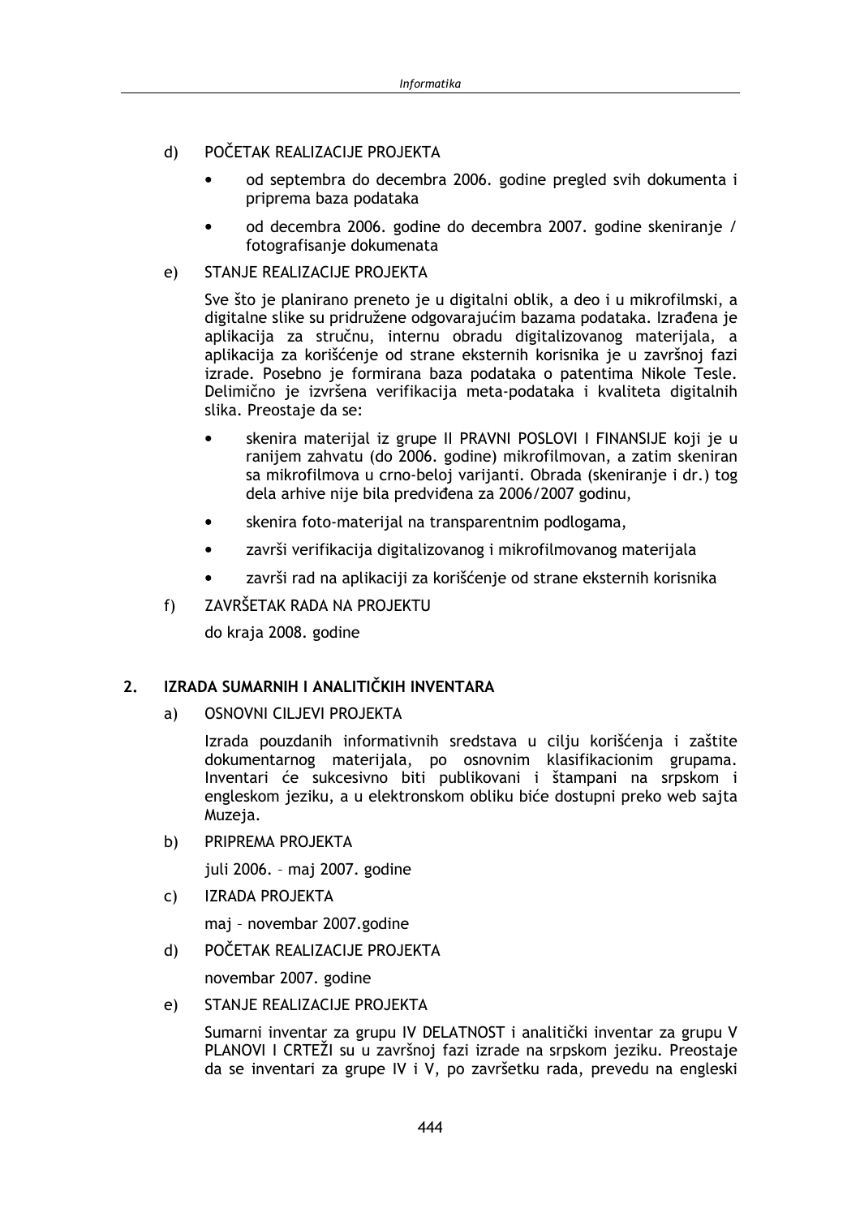d) POČETAK REALIZACIJE PROJEKTA

- od septembra do decembra 2006. godine pregled svih dokumenta i priprema baza podataka
- od decembra 2006. godine do decembra 2007. godine skeniranje / fotografisanje dokumenata

e) STANJE REALIZACIJE PROJEKTA

Sve što je planirano preneto je u digitalni oblik, a deo i u mikrofilmski, a digitalne slike su pridružene odgovarajućim bazama podataka. Izrađena je aplikacija za stručnu, internu obradu digitalizovanog materijala, a aplikacija za korišćenje od strane eksternih korisnika je u završnoj fazi izrade. Posebno je formirana baza podataka o patentima Nikole Tesle. Delimično je izvršena verifikacija meta-podataka i kvaliteta digitalnih slika. Preostaje da se:

- skenira materijal iz grupe II PRAVNI POSLOVI I FINANSIJE koji je u ranijem zahvatu (do 2006. godine) mikrofilmovan, a zatim skeniran sa mikrofilmova u crno-beloj varijanti. Obrada (skeniranje i dr.) tog dela arhive nije bila predviđena za 2006/2007 godinu,
- skenira foto-materijal na transparentnim podlogama,
- završi verifikacija digitalizovanog i mikrofilmovanog materijala
- završi rad na aplikaciji za korišćenje od strane eksternih korisnika

f) ZAVRŠETAK RADA NA PROJEKTU

do kraja 2008. godine

## 2. IZRADA SUMARNIH I ANALITIČKIH INVENTARA

a) OSNOVNI CILJEVI PROJEKTA

Izrada pouzdanih informativnih sredstava u cilju korišćenja i zaštite dokumentarnog materijala, po osnovnim klasifikacionim grupama. Inventari će sukcesivno biti publikovani i štampani na srpskom i engleskom jeziku, a u elektronskom obliku biće dostupni preko web sajta Muzeja.

b) PRIPREMA PROJEKTA

juli 2006. – maj 2007. godine

c) IZRADA PROJEKTA

maj – novembar 2007.godine

d) POČETAK REALIZACIJE PROJEKTA

novembar 2007. godine

e) STANJE REALIZACIJE PROJEKTA

Sumarni inventar za grupu IV DELATNOST i analitički inventar za grupu V PLANOVI I CRTEŽI su u završnoj fazi izrade na srpskom jeziku. Preostaje da se inventari za grupe IV i V, po završetku rada, prevedu na engleski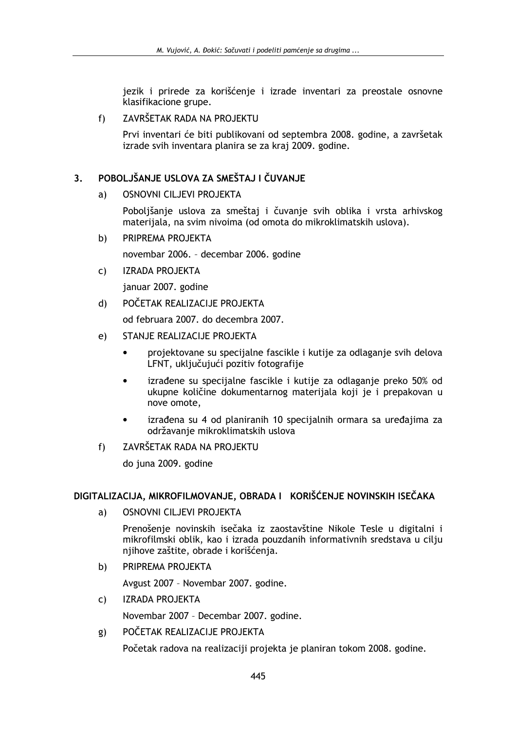jezik i prirede za korišćenje i izrade inventari za preostale osnovne klasifikacione grupe.

f) ZAVRŠETAK RADA NA PROJEKTU

Prvi inventari će biti publikovani od septembra 2008. godine, a završetak izrade svih inventara planira se za kraj 2009. godine.

## 3. POBOLJŠANJE USLOVA ZA SMEŠTAJ I ČUVANJE

a) OSNOVNI CILJEVI PROJEKTA

Poboljšanje uslova za smeštaj i čuvanje svih oblika i vrsta arhivskog materijala, na svim nivoima (od omota do mikroklimatskih uslova).

b) PRIPREMA PROJEKTA

novembar 2006. – decembar 2006. godine

c) IZRADA PROJEKTA

januar 2007. godine

d) POČETAK REALIZACIJE PROJEKTA

od februara 2007. do decembra 2007.

e) STANJE REALIZACIJE PROJEKTA

- projektovane su specijalne fascikle i kutije za odlaganje svih delova LFNT, uključujući pozitiv fotografije
- izrađene su specijalne fascikle i kutije za odlaganje preko 50% od ukupne količine dokumentarnog materijala koji je i prepakovan u nove omote,
- izrađena su 4 od planiranih 10 specijalnih ormara sa uređajima za održavanje mikroklimatskih uslova

f) ZAVRŠETAK RADA NA PROJEKTU

do juna 2009. godine

## DIGITALIZACIJA, MIKROFILMOVANJE, OBRADA I KORIŠĆENJE NOVINSKIH ISEČAKA

a) OSNOVNI CILJEVI PROJEKTA

Prenošenje novinskih isečaka iz zaostavštine Nikole Tesle u digitalni i mikrofilmski oblik, kao i izrada pouzdanih informativnih sredstava u cilju njihove zaštite, obrade i korišćenja.

b) PRIPREMA PROJEKTA

Avgust 2007 – Novembar 2007. godine.

c) IZRADA PROJEKTA

Novembar 2007 – Decembar 2007. godine.

g) POČETAK REALIZACIJE PROJEKTA

Početak radova na realizaciji projekta je planiran tokom 2008. godine.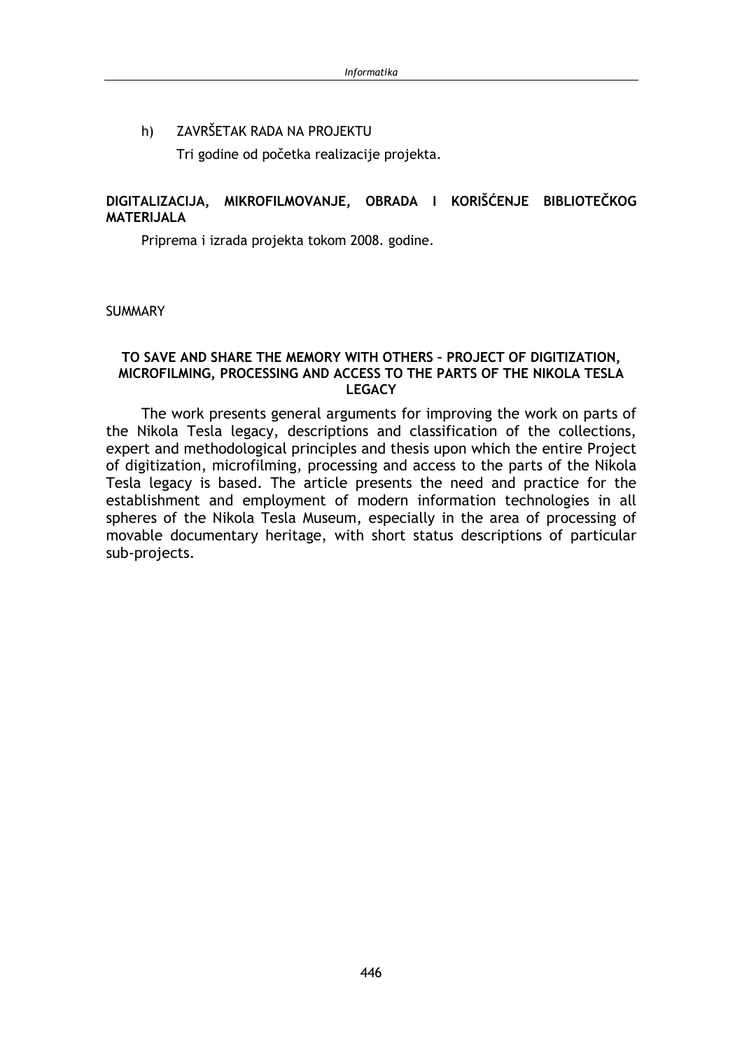h) ZAVRŠETAK RADA NA PROJEKTU

Tri godine od početka realizacije projekta.

**DIGITALIZACIJA, MIKROFILMOVANJE, OBRADA I KORIŠĆENJE BIBLIOTEČKOG MATERIJALA**

Priprema i izrada projekta tokom 2008. godine.

SUMMARY

**TO SAVE AND SHARE THE MEMORY WITH OTHERS – PROJECT OF DIGITIZATION, MICROFILMING, PROCESSING AND ACCESS TO THE PARTS OF THE NIKOLA TESLA LEGACY**

The work presents general arguments for improving the work on parts of the Nikola Tesla legacy, descriptions and classification of the collections, expert and methodological principles and thesis upon which the entire Project of digitization, microfilming, processing and access to the parts of the Nikola Tesla legacy is based. The article presents the need and practice for the establishment and employment of modern information technologies in all spheres of the Nikola Tesla Museum, especially in the area of processing of movable documentary heritage, with short status descriptions of particular sub-projects.